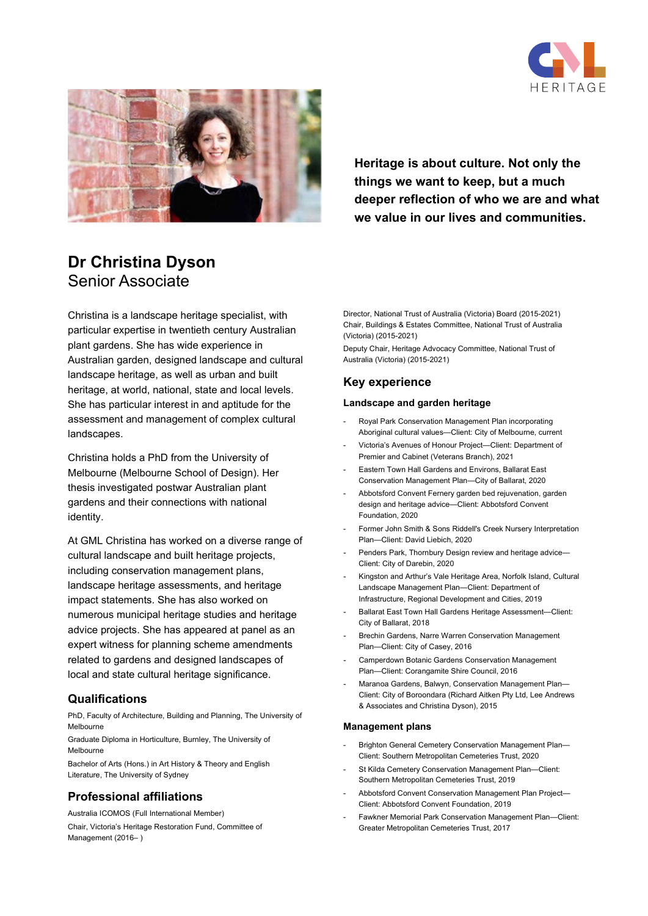**Heritage is about culture. Not only the things we want to keep, but a much deeper reflection of who we are and what we value in our lives and communities.**

# Dr Christina Dyson

Senior Associate

Christina is a landscape heritage specialist, with particular expertise in twentieth century Australian plant gardens. She has wide experience in Australian garden, designed landscape and cultural landscape heritage, as well as urban and built heritage, at world, national, state and local levels. She has particular interest in and aptitude for the assessment and management of complex cultural landscapes.

Christina holds a PhD from the University of Melbourne (Melbourne School of Design). Her thesis investigated postwar Australian plant gardens and their connections with national identity.

At GML Christina has worked on a diverse range of cultural landscape and built heritage projects, including conservation management plans, landscape heritage assessments, and heritage impact statements. She has also worked on numerous municipal heritage studies and heritage advice projects. She has appeared at panel as an expert witness for planning scheme amendments related to gardens and designed landscapes of local and state cultural heritage significance.

## Qualifications

PhD, Faculty of Architecture, Building and Planning, The University of Melbourne

Graduate Diploma in Horticulture, Burnley, The University of Melbourne

Bachelor of Arts (Hons.) in Art History & Theory and English Literature, The University of Sydney

## Professional affiliations

Australia ICOMOS (Full International Member)

Chair, Victoria's Heritage Restoration Fund, Committee of Management (2016– )

Director, National Trust of Australia (Victoria) Board (2015-2021)

Chair, Buildings & Estates Committee, National Trust of Australia (Victoria) (2015-2021)

Deputy Chair, Heritage Advocacy Committee, National Trust of Australia (Victoria) (2015-2021)

## Key experience

### Landscape and garden heritage

- Royal Park Conservation Management Plan incorporating Aboriginal cultural values—Client: City of Melbourne, current
- Victoria's Avenues of Honour Project—Client: Department of Premier and Cabinet (Veterans Branch), 2021
- Eastern Town Hall Gardens and Environs, Ballarat East Conservation Management Plan—City of Ballarat, 2020
- Abbotsford Convent Fernery garden bed rejuvenation, garden design and heritage advice—Client: Abbotsford Convent Foundation, 2020
- Former John Smith & Sons Riddell's Creek Nursery Interpretation Plan—Client: David Liebich, 2020
- Penders Park, Thornbury Design review and heritage advice—Client: City of Darebin, 2020
- Kingston and Arthur's Vale Heritage Area, Norfolk Island, Cultural Landscape Management Plan—Client: Department of Infrastructure, Regional Development and Cities, 2019
- Ballarat East Town Hall Gardens Heritage Assessment—Client: City of Ballarat, 2018
- Brechin Gardens, Narre Warren Conservation Management Plan—Client: City of Casey, 2016
- Camperdown Botanic Gardens Conservation Management Plan—Client: Corangamite Shire Council, 2016
- Maranoa Gardens, Balwyn, Conservation Management Plan—Client: City of Boroondara (Richard Aitken Pty Ltd, Lee Andrews & Associates and Christina Dyson), 2015

### Management plans

- Brighton General Cemetery Conservation Management Plan—Client: Southern Metropolitan Cemeteries Trust, 2020
- St Kilda Cemetery Conservation Management Plan—Client: Southern Metropolitan Cemeteries Trust, 2019
- Abbotsford Convent Conservation Management Plan Project—Client: Abbotsford Convent Foundation, 2019
- Fawkner Memorial Park Conservation Management Plan—Client: Greater Metropolitan Cemeteries Trust, 2017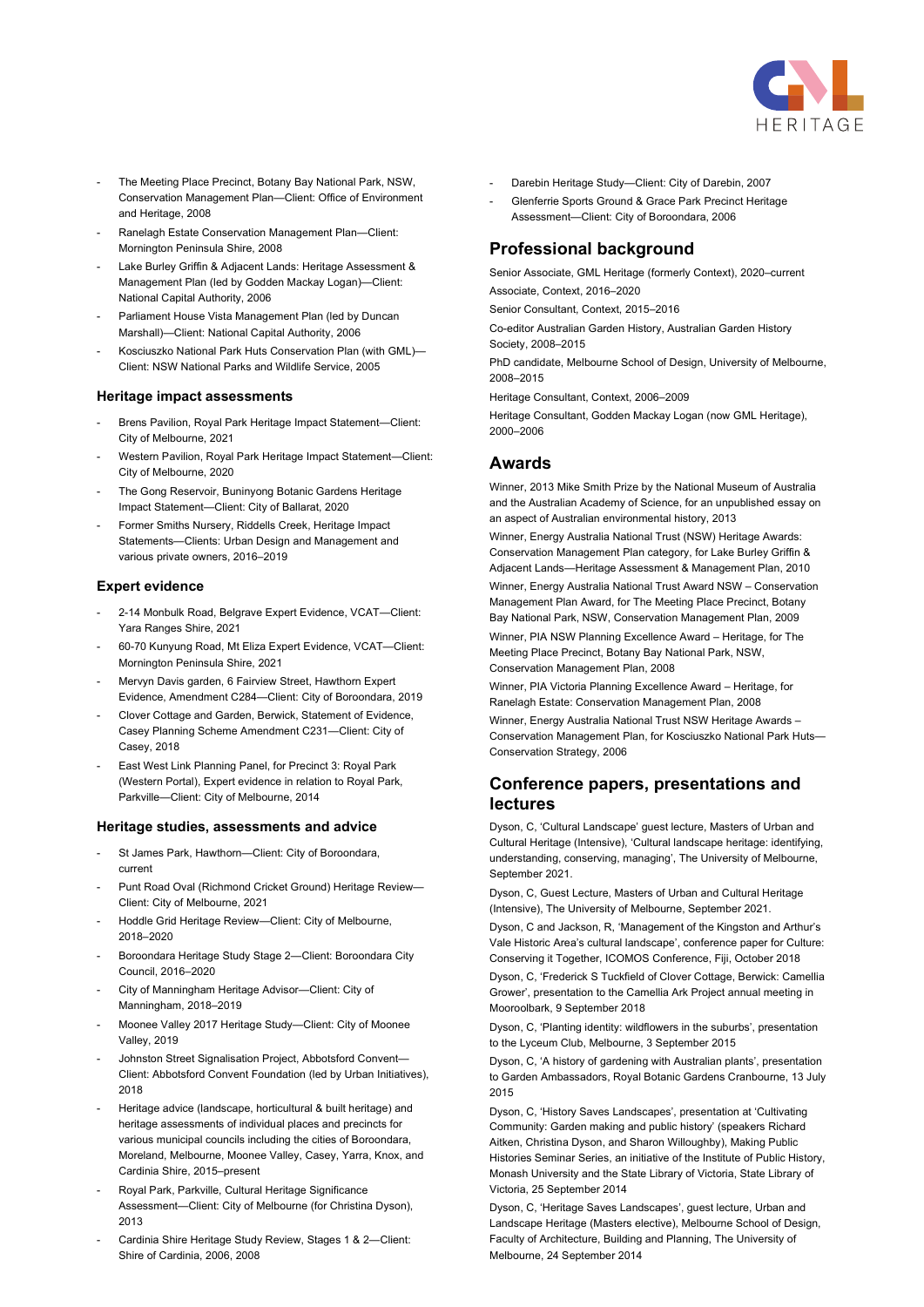- The Meeting Place Precinct, Botany Bay National Park, NSW, Conservation Management Plan—Client: Office of Environment and Heritage, 2008
- Ranelagh Estate Conservation Management Plan—Client: Mornington Peninsula Shire, 2008
- Lake Burley Griffin & Adjacent Lands: Heritage Assessment & Management Plan (led by Godden Mackay Logan)—Client: National Capital Authority, 2006
- Parliament House Vista Management Plan (led by Duncan Marshall)—Client: National Capital Authority, 2006
- Kosciuszko National Park Huts Conservation Plan (with GML)—Client: NSW National Parks and Wildlife Service, 2005

### Heritage impact assessments

- Brens Pavilion, Royal Park Heritage Impact Statement—Client: City of Melbourne, 2021
- Western Pavilion, Royal Park Heritage Impact Statement—Client: City of Melbourne, 2020
- The Gong Reservoir, Buninyong Botanic Gardens Heritage Impact Statement—Client: City of Ballarat, 2020
- Former Smiths Nursery, Riddells Creek, Heritage Impact Statements—Clients: Urban Design and Management and various private owners, 2016–2019

### Expert evidence

- 2-14 Monbulk Road, Belgrave Expert Evidence, VCAT—Client: Yara Ranges Shire, 2021
- 60-70 Kunyung Road, Mt Eliza Expert Evidence, VCAT—Client: Mornington Peninsula Shire, 2021
- Mervyn Davis garden, 6 Fairview Street, Hawthorn Expert Evidence, Amendment C284—Client: City of Boroondara, 2019
- Clover Cottage and Garden, Berwick, Statement of Evidence, Casey Planning Scheme Amendment C231—Client: City of Casey, 2018
- East West Link Planning Panel, for Precinct 3: Royal Park (Western Portal), Expert evidence in relation to Royal Park, Parkville—Client: City of Melbourne, 2014

### Heritage studies, assessments and advice

- St James Park, Hawthorn—Client: City of Boroondara, current
- Punt Road Oval (Richmond Cricket Ground) Heritage Review—Client: City of Melbourne, 2021
- Hoddle Grid Heritage Review—Client: City of Melbourne, 2018–2020
- Boroondara Heritage Study Stage 2—Client: Boroondara City Council, 2016–2020
- City of Manningham Heritage Advisor—Client: City of Manningham, 2018–2019
- Moonee Valley 2017 Heritage Study—Client: City of Moonee Valley, 2019
- Johnston Street Signalisation Project, Abbotsford Convent—Client: Abbotsford Convent Foundation (led by Urban Initiatives), 2018
- Heritage advice (landscape, horticultural & built heritage) and heritage assessments of individual places and precincts for various municipal councils including the cities of Boroondara, Moreland, Melbourne, Moonee Valley, Casey, Yarra, Knox, and Cardinia Shire, 2015–present
- Royal Park, Parkville, Cultural Heritage Significance Assessment—Client: City of Melbourne (for Christina Dyson), 2013
- Cardinia Shire Heritage Study Review, Stages 1 & 2—Client: Shire of Cardinia, 2006, 2008
- Darebin Heritage Study—Client: City of Darebin, 2007
- Glenferrie Sports Ground & Grace Park Precinct Heritage Assessment—Client: City of Boroondara, 2006

## Professional background

Senior Associate, GML Heritage (formerly Context), 2020–current

Associate, Context, 2016–2020

Senior Consultant, Context, 2015–2016

Co-editor Australian Garden History, Australian Garden History Society, 2008–2015

PhD candidate, Melbourne School of Design, University of Melbourne, 2008–2015

Heritage Consultant, Context, 2006–2009

Heritage Consultant, Godden Mackay Logan (now GML Heritage), 2000–2006

## Awards

Winner, 2013 Mike Smith Prize by the National Museum of Australia and the Australian Academy of Science, for an unpublished essay on an aspect of Australian environmental history, 2013

Winner, Energy Australia National Trust (NSW) Heritage Awards: Conservation Management Plan category, for Lake Burley Griffin & Adjacent Lands—Heritage Assessment & Management Plan, 2010

Winner, Energy Australia National Trust Award NSW – Conservation Management Plan Award, for The Meeting Place Precinct, Botany Bay National Park, NSW, Conservation Management Plan, 2009

Winner, PIA NSW Planning Excellence Award – Heritage, for The Meeting Place Precinct, Botany Bay National Park, NSW, Conservation Management Plan, 2008

Winner, PIA Victoria Planning Excellence Award – Heritage, for Ranelagh Estate: Conservation Management Plan, 2008

Winner, Energy Australia National Trust NSW Heritage Awards – Conservation Management Plan, for Kosciuszko National Park Huts—Conservation Strategy, 2006

## Conference papers, presentations and lectures

Dyson, C, 'Cultural Landscape' guest lecture, Masters of Urban and Cultural Heritage (Intensive), 'Cultural landscape heritage: identifying, understanding, conserving, managing', The University of Melbourne, September 2021.

Dyson, C, Guest Lecture, Masters of Urban and Cultural Heritage (Intensive), The University of Melbourne, September 2021.

Dyson, C and Jackson, R, 'Management of the Kingston and Arthur's Vale Historic Area's cultural landscape', conference paper for Culture: Conserving it Together, ICOMOS Conference, Fiji, October 2018

Dyson, C, 'Frederick S Tuckfield of Clover Cottage, Berwick: Camellia Grower', presentation to the Camellia Ark Project annual meeting in Mooroolbark, 9 September 2018

Dyson, C, 'Planting identity: wildflowers in the suburbs', presentation to the Lyceum Club, Melbourne, 3 September 2015

Dyson, C, 'A history of gardening with Australian plants', presentation to Garden Ambassadors, Royal Botanic Gardens Cranbourne, 13 July 2015

Dyson, C, 'History Saves Landscapes', presentation at 'Cultivating Community: Garden making and public history' (speakers Richard Aitken, Christina Dyson, and Sharon Willoughby), Making Public Histories Seminar Series, an initiative of the Institute of Public History, Monash University and the State Library of Victoria, State Library of Victoria, 25 September 2014

Dyson, C, 'Heritage Saves Landscapes', guest lecture, Urban and Landscape Heritage (Masters elective), Melbourne School of Design, Faculty of Architecture, Building and Planning, The University of Melbourne, 24 September 2014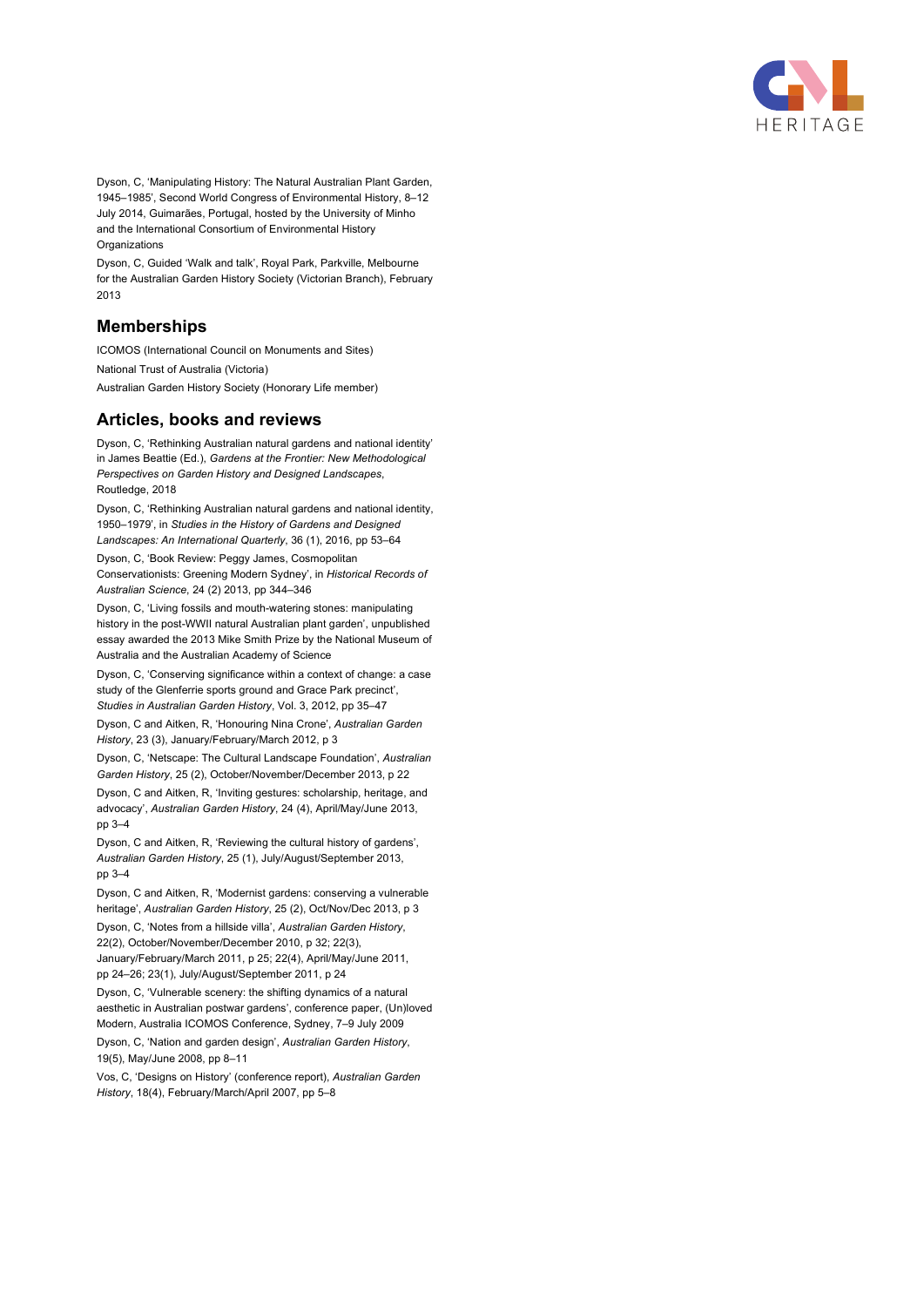Dyson, C, 'Manipulating History: The Natural Australian Plant Garden, 1945–1985', Second World Congress of Environmental History, 8–12 July 2014, Guimarães, Portugal, hosted by the University of Minho and the International Consortium of Environmental History Organizations

Dyson, C, Guided 'Walk and talk', Royal Park, Parkville, Melbourne for the Australian Garden History Society (Victorian Branch), February 2013

## Memberships

ICOMOS (International Council on Monuments and Sites)

National Trust of Australia (Victoria)

Australian Garden History Society (Honorary Life member)

## Articles, books and reviews

Dyson, C, 'Rethinking Australian natural gardens and national identity' in James Beattie (Ed.), *Gardens at the Frontier: New Methodological Perspectives on Garden History and Designed Landscapes*, Routledge, 2018

Dyson, C, 'Rethinking Australian natural gardens and national identity, 1950–1979', in *Studies in the History of Gardens and Designed Landscapes: An International Quarterly*, 36 (1), 2016, pp 53–64

Dyson, C, 'Book Review: Peggy James, Cosmopolitan Conservationists: Greening Modern Sydney', in *Historical Records of Australian Science*, 24 (2) 2013, pp 344–346

Dyson, C, 'Living fossils and mouth-watering stones: manipulating history in the post-WWII natural Australian plant garden', unpublished essay awarded the 2013 Mike Smith Prize by the National Museum of Australia and the Australian Academy of Science

Dyson, C, 'Conserving significance within a context of change: a case study of the Glenferrie sports ground and Grace Park precinct', *Studies in Australian Garden History*, Vol. 3, 2012, pp 35–47

Dyson, C and Aitken, R, 'Honouring Nina Crone', *Australian Garden History*, 23 (3), January/February/March 2012, p 3

Dyson, C, 'Netscape: The Cultural Landscape Foundation', *Australian Garden History*, 25 (2), October/November/December 2013, p 22

Dyson, C and Aitken, R, 'Inviting gestures: scholarship, heritage, and advocacy', *Australian Garden History*, 24 (4), April/May/June 2013, pp 3–4

Dyson, C and Aitken, R, 'Reviewing the cultural history of gardens', *Australian Garden History*, 25 (1), July/August/September 2013, pp 3–4

Dyson, C and Aitken, R, 'Modernist gardens: conserving a vulnerable heritage', *Australian Garden History*, 25 (2), Oct/Nov/Dec 2013, p 3

Dyson, C, 'Notes from a hillside villa', *Australian Garden History*, 22(2), October/November/December 2010, p 32; 22(3), January/February/March 2011, p 25; 22(4), April/May/June 2011, pp 24–26; 23(1), July/August/September 2011, p 24

Dyson, C, 'Vulnerable scenery: the shifting dynamics of a natural aesthetic in Australian postwar gardens', conference paper, (Un)loved Modern, Australia ICOMOS Conference, Sydney, 7–9 July 2009

Dyson, C, 'Nation and garden design', *Australian Garden History*, 19(5), May/June 2008, pp 8–11

Vos, C, 'Designs on History' (conference report), *Australian Garden History*, 18(4), February/March/April 2007, pp 5–8